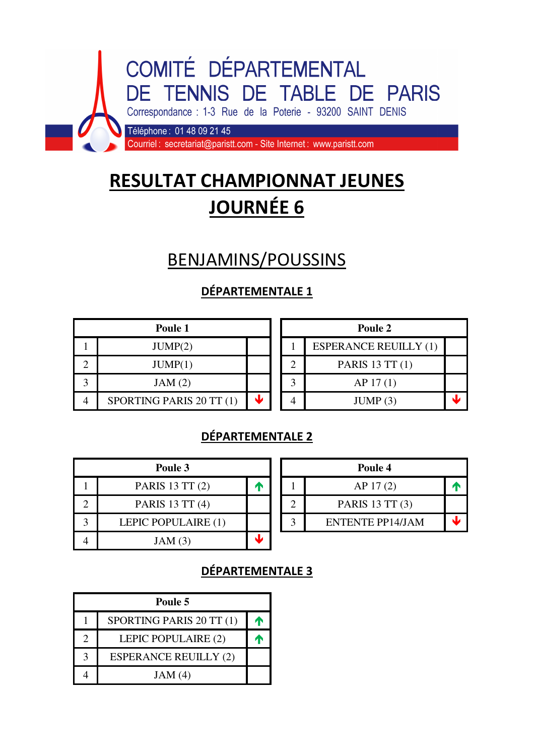COMITÉ DÉPARTEMENTAL DE TENNIS DE TABLE DE PARIS

Correspondance : 1-3 Rue de la Poterie - 93200 SAINT DENIS

Téléphone : 01 48 09 21 45

Courriel : secretariat@paristt.com - Site Internet : www.paristt.com

# RESULTAT CHAMPIONNAT JEUNES
# JOURNÉE 6

## BENJAMINS/POUSSINS

### DÉPARTEMENTALE 1

| Poule 1 | | |
|---|---|---|
| 1 | JUMP(2) | |
| 2 | JUMP(1) | |
| 3 | JAM (2) | |
| 4 | SPORTING PARIS 20 TT (1) | ↓ |

| Poule 2 | | |
|---|---|---|
| 1 | ESPERANCE REUILLY (1) | |
| 2 | PARIS 13 TT (1) | |
| 3 | AP 17 (1) | |
| 4 | JUMP (3) | ↓ |

### DÉPARTEMENTALE 2

| Poule 3 | | |
|---|---|---|
| 1 | PARIS 13 TT (2) | ↑ |
| 2 | PARIS 13 TT (4) | |
| 3 | LEPIC POPULAIRE (1) | |
| 4 | JAM (3) | ↓ |

| Poule 4 | | |
|---|---|---|
| 1 | AP 17 (2) | ↑ |
| 2 | PARIS 13 TT (3) | |
| 3 | ENTENTE PP14/JAM | ↓ |

### DÉPARTEMENTALE 3

| Poule 5 | | |
|---|---|---|
| 1 | SPORTING PARIS 20 TT (1) | ↑ |
| 2 | LEPIC POPULAIRE (2) | ↑ |
| 3 | ESPERANCE REUILLY (2) | |
| 4 | JAM (4) | |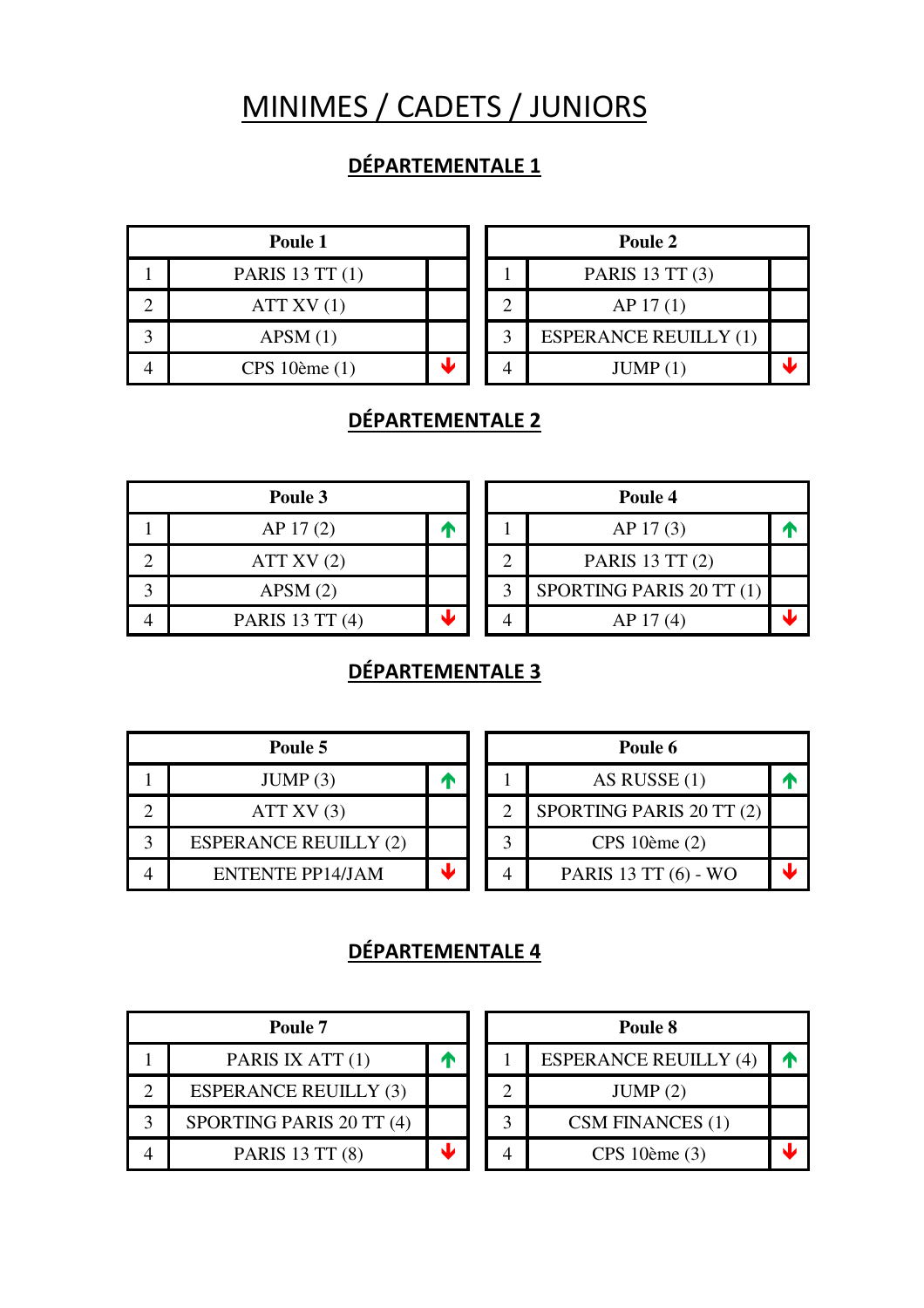# MINIMES / CADETS / JUNIORS

## DÉPARTEMENTALE 1

| Poule 1 | | |
|---|---|---|
| 1 | PARIS 13 TT (1) | |
| 2 | ATT XV (1) | |
| 3 | APSM (1) | |
| 4 | CPS 10ème (1) | ↓ |

| Poule 2 | | |
|---|---|---|
| 1 | PARIS 13 TT (3) | |
| 2 | AP 17 (1) | |
| 3 | ESPERANCE REUILLY (1) | |
| 4 | JUMP (1) | ↓ |

## DÉPARTEMENTALE 2

| Poule 3 | | |
|---|---|---|
| 1 | AP 17 (2) | ↑ |
| 2 | ATT XV (2) | |
| 3 | APSM (2) | |
| 4 | PARIS 13 TT (4) | ↓ |

| Poule 4 | | |
|---|---|---|
| 1 | AP 17 (3) | ↑ |
| 2 | PARIS 13 TT (2) | |
| 3 | SPORTING PARIS 20 TT (1) | |
| 4 | AP 17 (4) | ↓ |

## DÉPARTEMENTALE 3

| Poule 5 | | |
|---|---|---|
| 1 | JUMP (3) | ↑ |
| 2 | ATT XV (3) | |
| 3 | ESPERANCE REUILLY (2) | |
| 4 | ENTENTE PP14/JAM | ↓ |

| Poule 6 | | |
|---|---|---|
| 1 | AS RUSSE (1) | ↑ |
| 2 | SPORTING PARIS 20 TT (2) | |
| 3 | CPS 10ème (2) | |
| 4 | PARIS 13 TT (6) - WO | ↓ |

## DÉPARTEMENTALE 4

| Poule 7 | | |
|---|---|---|
| 1 | PARIS IX ATT (1) | ↑ |
| 2 | ESPERANCE REUILLY (3) | |
| 3 | SPORTING PARIS 20 TT (4) | |
| 4 | PARIS 13 TT (8) | ↓ |

| Poule 8 | | |
|---|---|---|
| 1 | ESPERANCE REUILLY (4) | ↑ |
| 2 | JUMP (2) | |
| 3 | CSM FINANCES (1) | |
| 4 | CPS 10ème (3) | ↓ |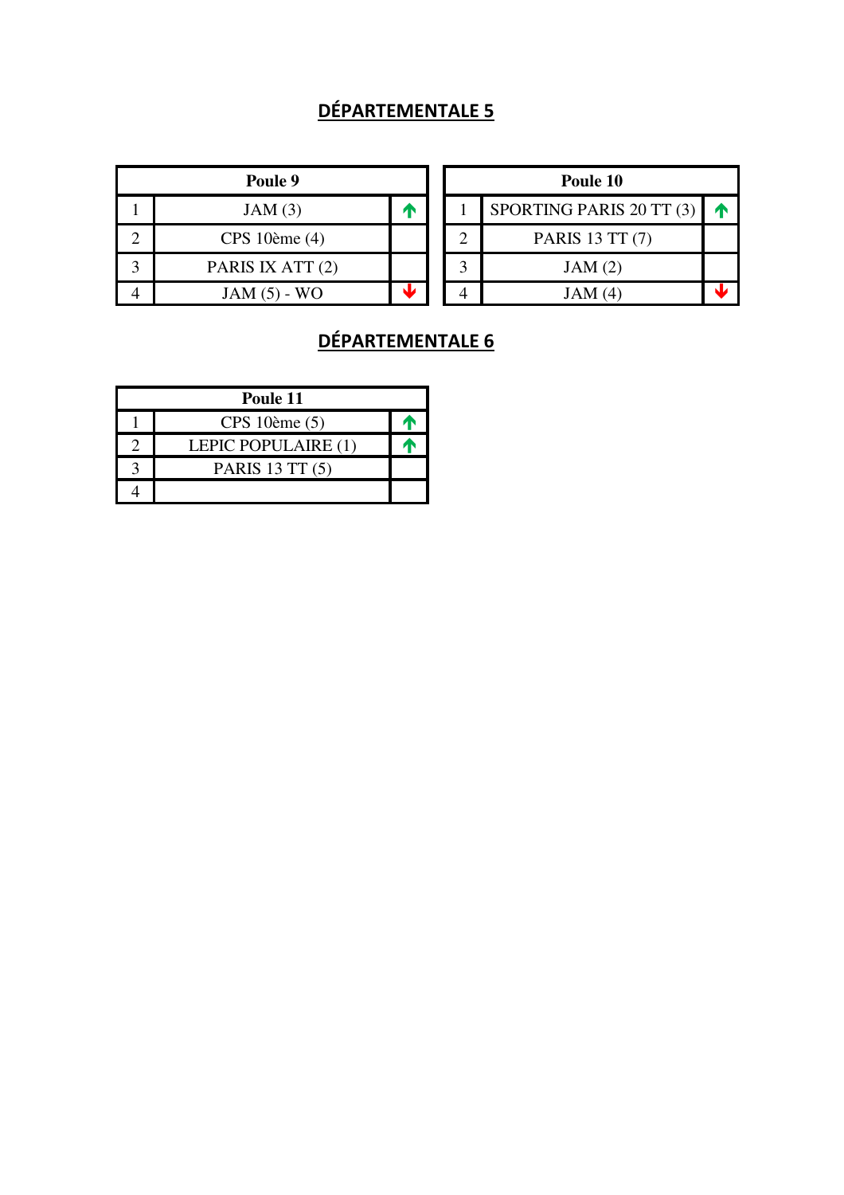## DÉPARTEMENTALE 5

| Poule 9 | | |
|---|---|---|
| 1 | JAM (3) | ↑ |
| 2 | CPS 10ème (4) | |
| 3 | PARIS IX ATT (2) | |
| 4 | JAM (5) - WO | ↓ |

| Poule 10 | | |
|---|---|---|
| 1 | SPORTING PARIS 20 TT (3) | ↑ |
| 2 | PARIS 13 TT (7) | |
| 3 | JAM (2) | |
| 4 | JAM (4) | ↓ |

## DÉPARTEMENTALE 6

| Poule 11 | | |
|---|---|---|
| 1 | CPS 10ème (5) | ↑ |
| 2 | LEPIC POPULAIRE (1) | ↑ |
| 3 | PARIS 13 TT (5) | |
| 4 | | |